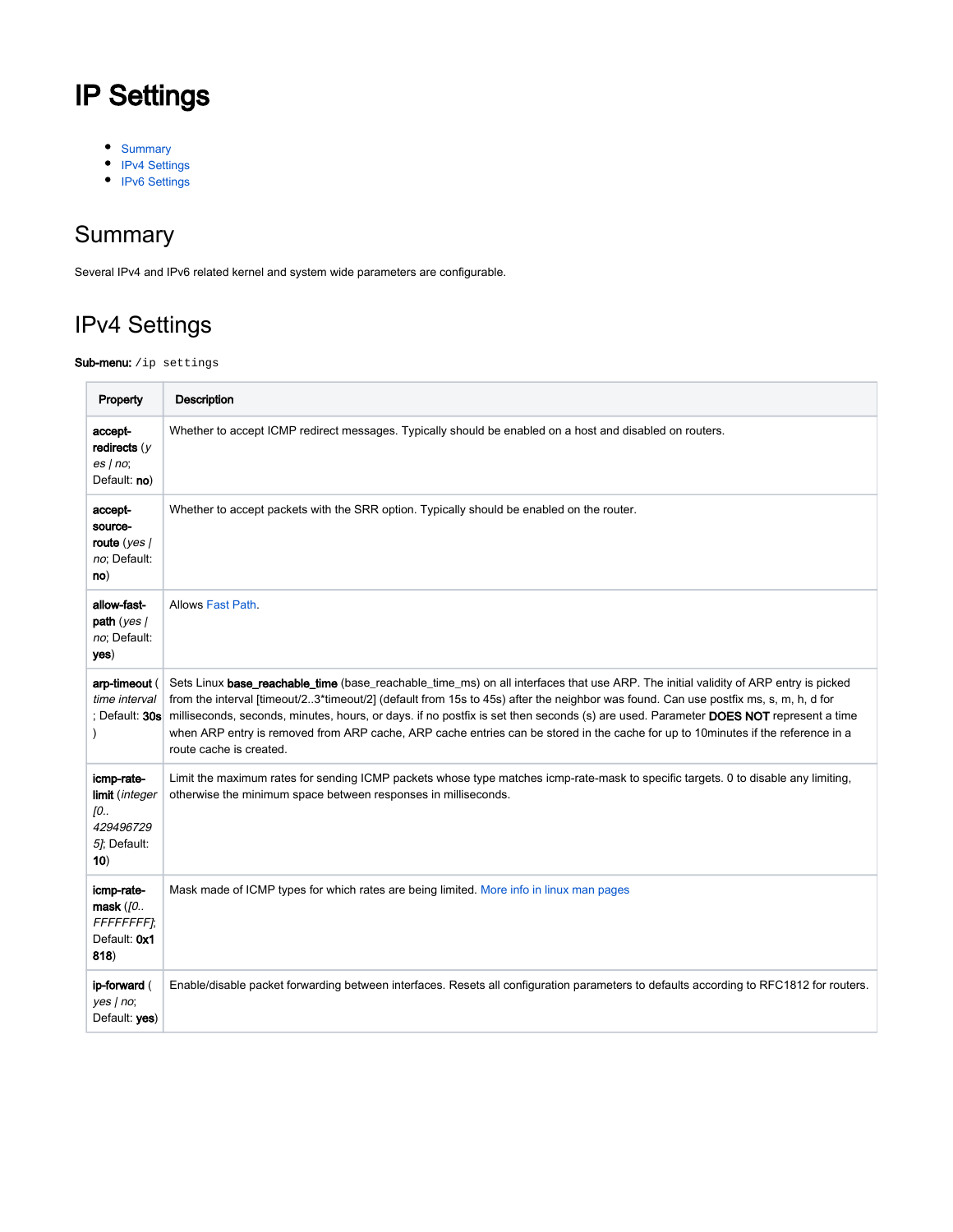# IP Settings

- Summary
- IPv4 Settings
- IPv6 Settings

## Summary

Several IPv4 and IPv6 related kernel and system wide parameters are configurable.

## IPv4 Settings

**Sub-menu:** `/ip settings`

| Property | Description |
| --- | --- |
| **accept-redirects** (*yes \| no*; Default: **no**) | Whether to accept ICMP redirect messages. Typically should be enabled on a host and disabled on routers. |
| **accept-source-route** (*yes \| no*; Default: **no**) | Whether to accept packets with the SRR option. Typically should be enabled on the router. |
| **allow-fast-path** (*yes \| no*; Default: **yes**) | Allows Fast Path. |
| **arp-timeout** (*time interval*; Default: **30s**) | Sets Linux **base_reachable_time** (base_reachable_time_ms) on all interfaces that use ARP. The initial validity of ARP entry is picked from the interval [timeout/2..3*timeout/2] (default from 15s to 45s) after the neighbor was found. Can use postfix ms, s, m, h, d for milliseconds, seconds, minutes, hours, or days. if no postfix is set then seconds (s) are used. Parameter **DOES NOT** represent a time when ARP entry is removed from ARP cache, ARP cache entries can be stored in the cache for up to 10minutes if the reference in a route cache is created. |
| **icmp-rate-limit** (*integer [0..4294967295]*; Default: **10**) | Limit the maximum rates for sending ICMP packets whose type matches icmp-rate-mask to specific targets. 0 to disable any limiting, otherwise the minimum space between responses in milliseconds. |
| **icmp-rate-mask** (*[0..FFFFFFFF]*; Default: **0x1818**) | Mask made of ICMP types for which rates are being limited. More info in linux man pages |
| **ip-forward** (*yes \| no*; Default: **yes**) | Enable/disable packet forwarding between interfaces. Resets all configuration parameters to defaults according to RFC1812 for routers. |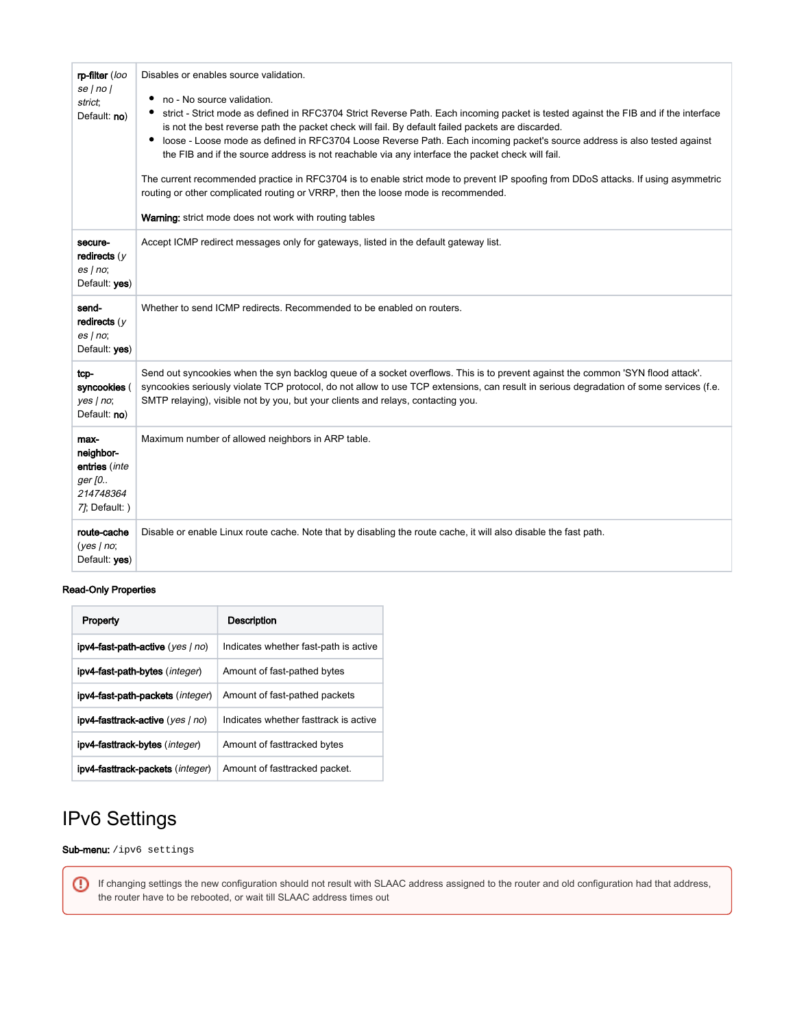| | |
|---|---|
| **rp-filter** (*loose \| no \| strict*; Default: **no**) | Disables or enables source validation.<br><br>• no - No source validation.<br>• strict - Strict mode as defined in RFC3704 Strict Reverse Path. Each incoming packet is tested against the FIB and if the interface is not the best reverse path the packet check will fail. By default failed packets are discarded.<br>• loose - Loose mode as defined in RFC3704 Loose Reverse Path. Each incoming packet's source address is also tested against the FIB and if the source address is not reachable via any interface the packet check will fail.<br><br>The current recommended practice in RFC3704 is to enable strict mode to prevent IP spoofing from DDoS attacks. If using asymmetric routing or other complicated routing or VRRP, then the loose mode is recommended.<br><br>**Warning:** strict mode does not work with routing tables |
| **secure-redirects** (*yes \| no*; Default: **yes**) | Accept ICMP redirect messages only for gateways, listed in the default gateway list. |
| **send-redirects** (*yes \| no*; Default: **yes**) | Whether to send ICMP redirects. Recommended to be enabled on routers. |
| **tcp-syncookies** (*yes \| no*; Default: **no**) | Send out syncookies when the syn backlog queue of a socket overflows. This is to prevent against the common 'SYN flood attack'. syncookies seriously violate TCP protocol, do not allow to use TCP extensions, can result in serious degradation of some services (f.e. SMTP relaying), visible not by you, but your clients and relays, contacting you. |
| **max-neighbor-entries** (*integer [0..2147483647]*; Default: ) | Maximum number of allowed neighbors in ARP table. |
| **route-cache** (*yes \| no*; Default: **yes**) | Disable or enable Linux route cache. Note that by disabling the route cache, it will also disable the fast path. |

**Read-Only Properties**

| Property | Description |
|---|---|
| **ipv4-fast-path-active** (*yes \| no*) | Indicates whether fast-path is active |
| **ipv4-fast-path-bytes** (*integer*) | Amount of fast-pathed bytes |
| **ipv4-fast-path-packets** (*integer*) | Amount of fast-pathed packets |
| **ipv4-fasttrack-active** (*yes \| no*) | Indicates whether fasttrack is active |
| **ipv4-fasttrack-bytes** (*integer*) | Amount of fasttracked bytes |
| **ipv4-fasttrack-packets** (*integer*) | Amount of fasttracked packet. |

# IPv6 Settings

**Sub-menu:** `/ipv6 settings`

If changing settings the new configuration should not result with SLAAC address assigned to the router and old configuration had that address, the router have to be rebooted, or wait till SLAAC address times out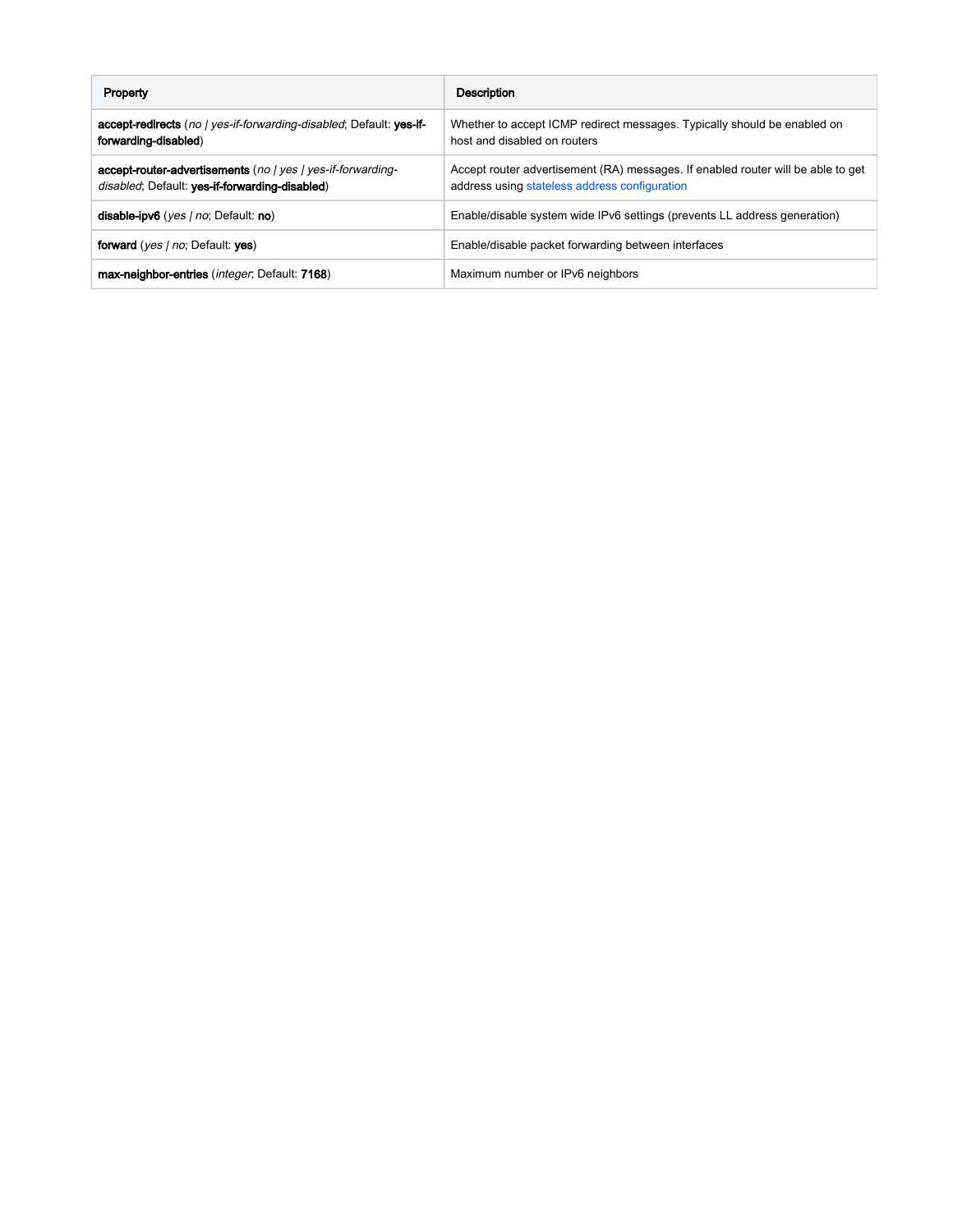| Property | Description |
| --- | --- |
| **accept-redirects** (*no \| yes-if-forwarding-disabled*; Default: **yes-if-forwarding-disabled**) | Whether to accept ICMP redirect messages. Typically should be enabled on host and disabled on routers |
| **accept-router-advertisements** (*no \| yes \| yes-if-forwarding-disabled*; Default: **yes-if-forwarding-disabled**) | Accept router advertisement (RA) messages. If enabled router will be able to get address using stateless address configuration |
| **disable-ipv6** (*yes \| no*; Default: **no**) | Enable/disable system wide IPv6 settings (prevents LL address generation) |
| **forward** (*yes \| no*; Default: **yes**) | Enable/disable packet forwarding between interfaces |
| **max-neighbor-entries** (*integer*; Default: **7168**) | Maximum number or IPv6 neighbors |